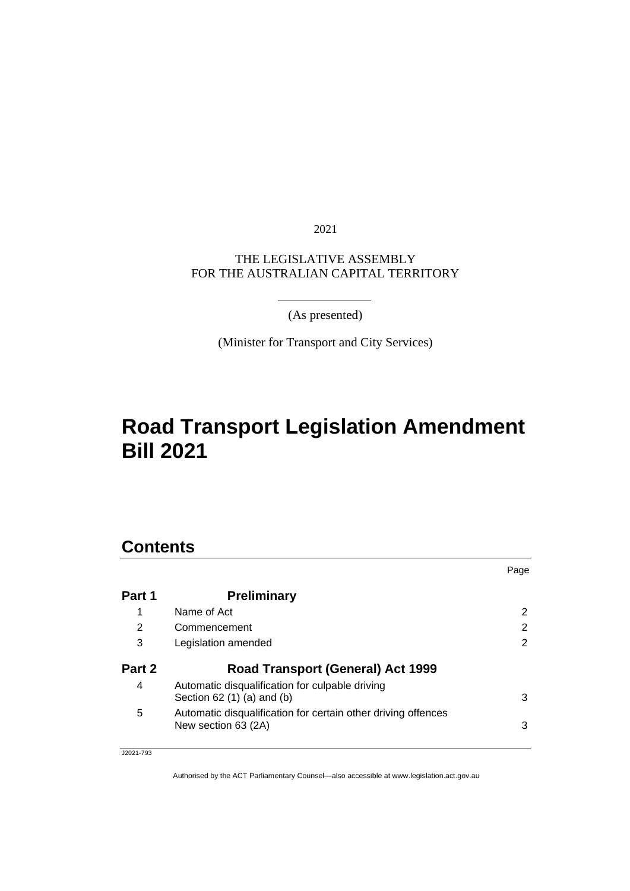2021

THE LEGISLATIVE ASSEMBLY
FOR THE AUSTRALIAN CAPITAL TERRITORY

(As presented)

(Minister for Transport and City Services)

# Road Transport Legislation Amendment Bill 2021

## Contents

| | | Page |
|---|---|---|
| **Part 1** | **Preliminary** | |
| 1 | Name of Act | 2 |
| 2 | Commencement | 2 |
| 3 | Legislation amended | 2 |
| **Part 2** | **Road Transport (General) Act 1999** | |
| 4 | Automatic disqualification for culpable driving<br>Section 62 (1) (a) and (b) | 3 |
| 5 | Automatic disqualification for certain other driving offences<br>New section 63 (2A) | 3 |

J2021-793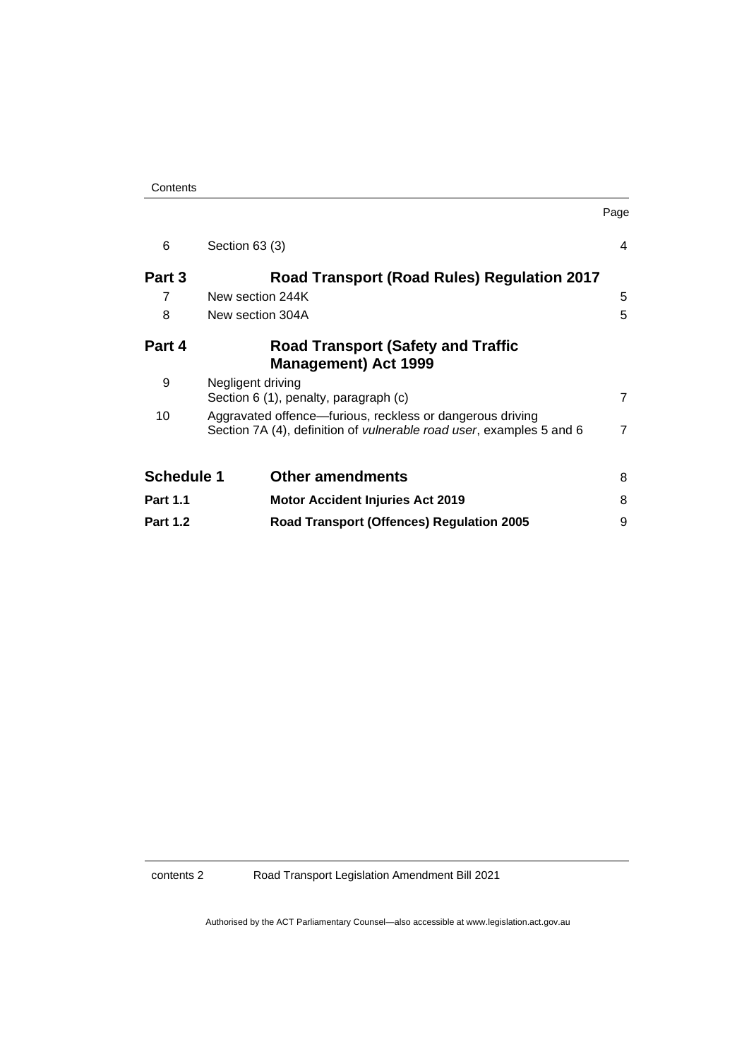| | | Page |
|---|---|---|
| 6 | Section 63 (3) | 4 |
| **Part 3** | **Road Transport (Road Rules) Regulation 2017** | |
| 7 | New section 244K | 5 |
| 8 | New section 304A | 5 |
| **Part 4** | **Road Transport (Safety and Traffic Management) Act 1999** | |
| 9 | Negligent driving<br>Section 6 (1), penalty, paragraph (c) | 7 |
| 10 | Aggravated offence—furious, reckless or dangerous driving<br>Section 7A (4), definition of *vulnerable road user*, examples 5 and 6 | 7 |
| **Schedule 1** | **Other amendments** | 8 |
| **Part 1.1** | **Motor Accident Injuries Act 2019** | 8 |
| **Part 1.2** | **Road Transport (Offences) Regulation 2005** | 9 |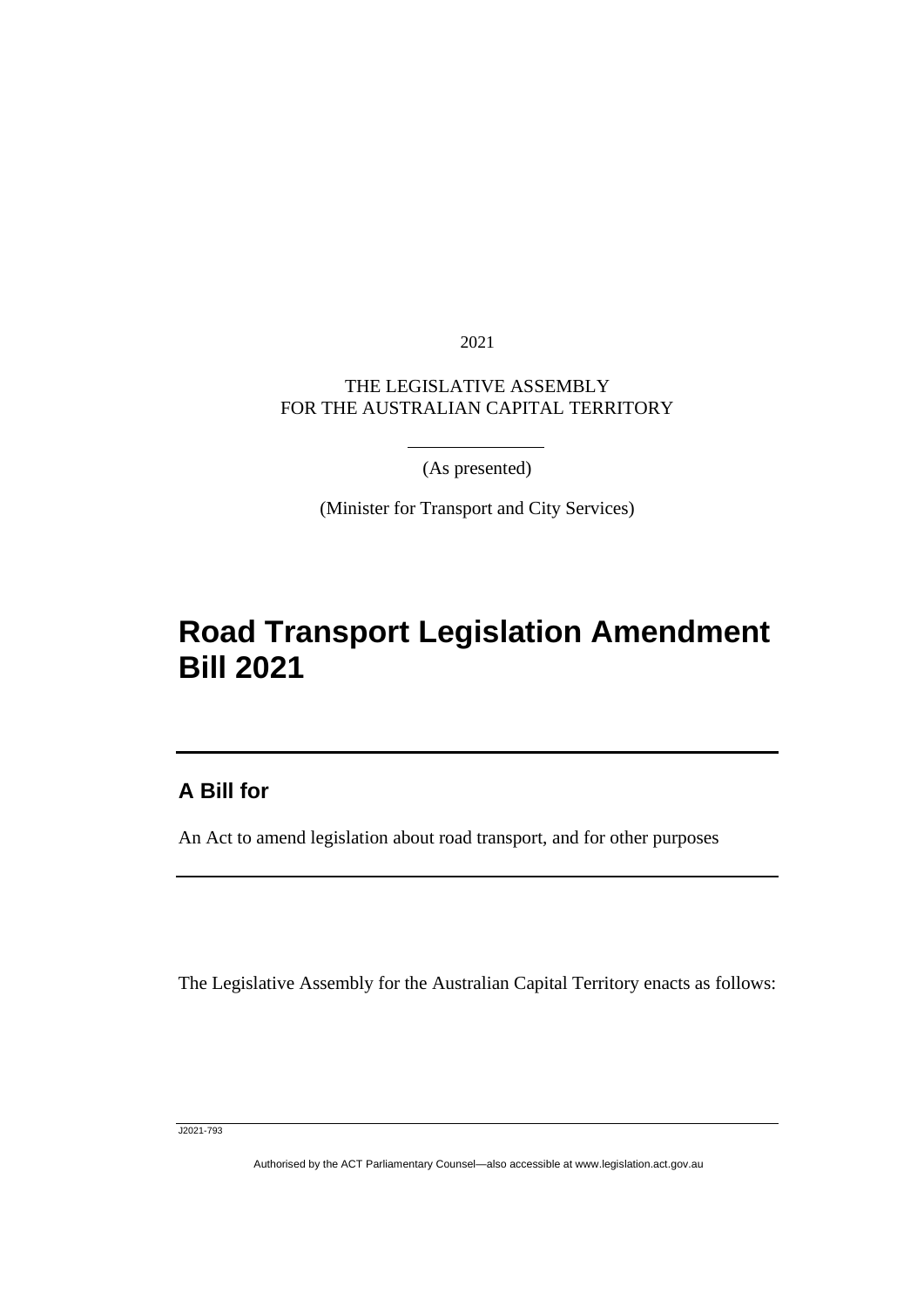2021

THE LEGISLATIVE ASSEMBLY
FOR THE AUSTRALIAN CAPITAL TERRITORY

(As presented)

(Minister for Transport and City Services)

# Road Transport Legislation Amendment Bill 2021

## A Bill for

An Act to amend legislation about road transport, and for other purposes

The Legislative Assembly for the Australian Capital Territory enacts as follows:

J2021-793

Authorised by the ACT Parliamentary Counsel—also accessible at www.legislation.act.gov.au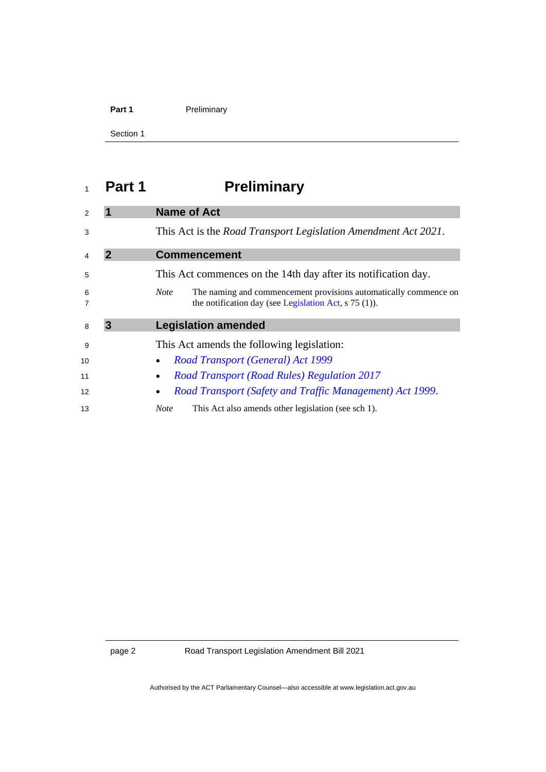# Part 1 Preliminary

## 1 Name of Act

This Act is the *Road Transport Legislation Amendment Act 2021*.

## 2 Commencement

This Act commences on the 14th day after its notification day.

*Note* The naming and commencement provisions automatically commence on the notification day (see Legislation Act, s 75 (1)).

## 3 Legislation amended

This Act amends the following legislation:

- *Road Transport (General) Act 1999*
- *Road Transport (Road Rules) Regulation 2017*
- *Road Transport (Safety and Traffic Management) Act 1999*.

*Note* This Act also amends other legislation (see sch 1).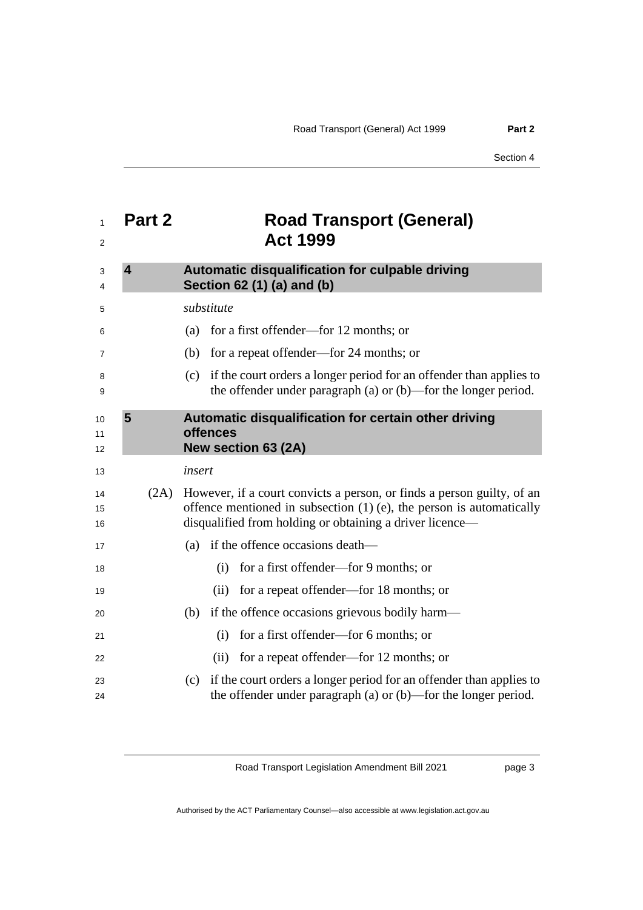# Part 2 Road Transport (General) Act 1999

## 4 Automatic disqualification for culpable driving Section 62 (1) (a) and (b)

*substitute*

(a) for a first offender—for 12 months; or

(b) for a repeat offender—for 24 months; or

(c) if the court orders a longer period for an offender than applies to the offender under paragraph (a) or (b)—for the longer period.

## 5 Automatic disqualification for certain other driving offences New section 63 (2A)

*insert*

(2A) However, if a court convicts a person, or finds a person guilty, of an offence mentioned in subsection (1) (e), the person is automatically disqualified from holding or obtaining a driver licence—

(a) if the offence occasions death—

(i) for a first offender—for 9 months; or

(ii) for a repeat offender—for 18 months; or

(b) if the offence occasions grievous bodily harm—

(i) for a first offender—for 6 months; or

(ii) for a repeat offender—for 12 months; or

(c) if the court orders a longer period for an offender than applies to the offender under paragraph (a) or (b)—for the longer period.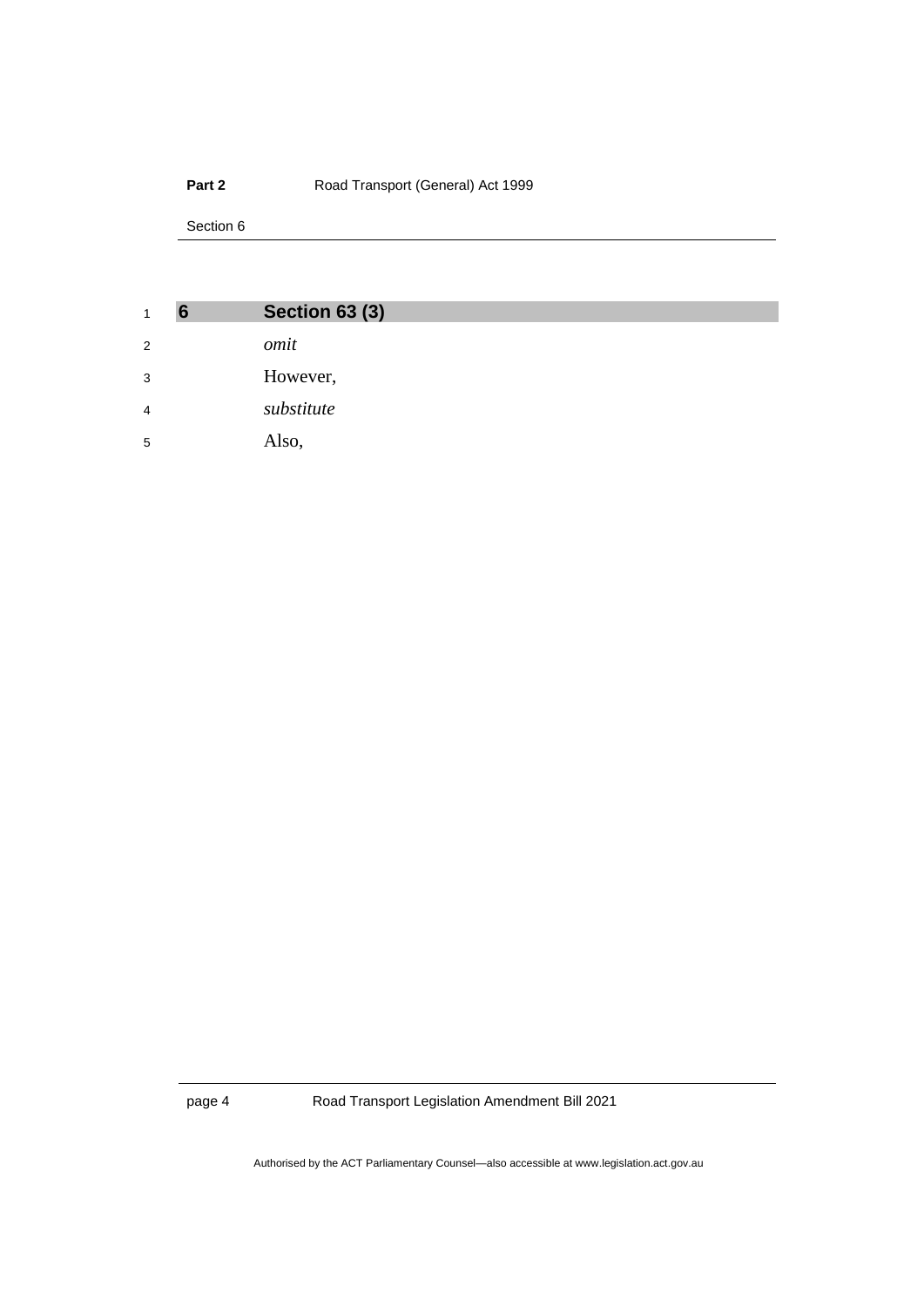## 6 Section 63 (3)

*omit*

However,

*substitute*

Also,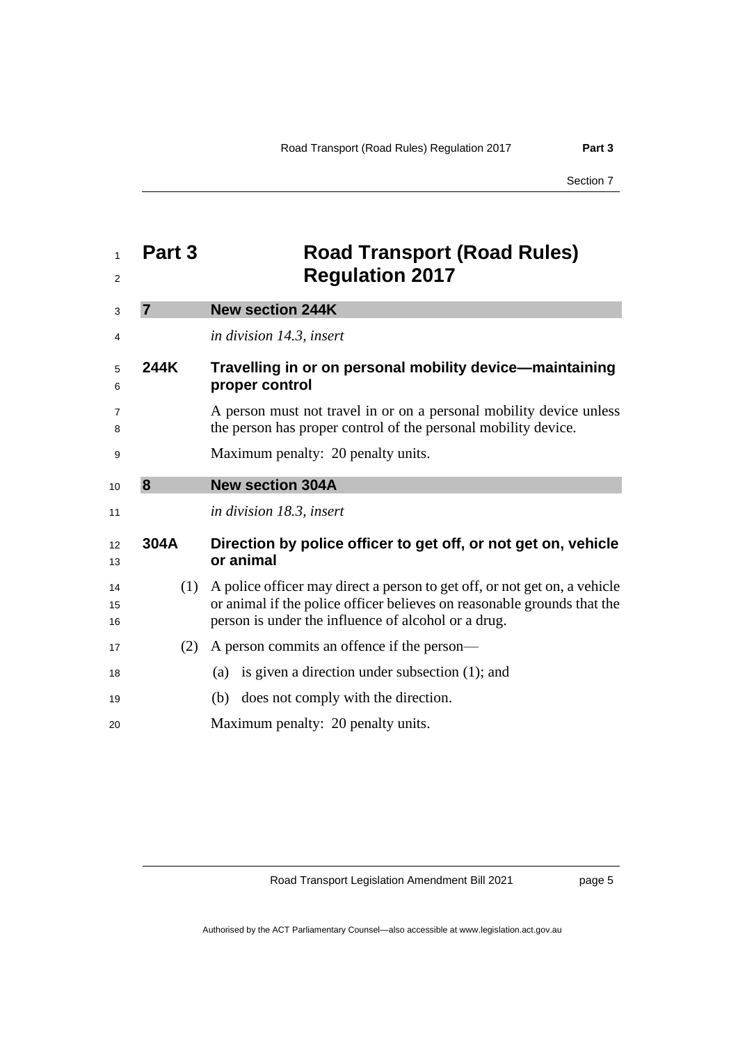# Part 3 Road Transport (Road Rules) Regulation 2017

## 7 New section 244K

*in division 14.3, insert*

### 244K Travelling in or on personal mobility device—maintaining proper control

A person must not travel in or on a personal mobility device unless the person has proper control of the personal mobility device.

Maximum penalty: 20 penalty units.

## 8 New section 304A

*in division 18.3, insert*

### 304A Direction by police officer to get off, or not get on, vehicle or animal

(1) A police officer may direct a person to get off, or not get on, a vehicle or animal if the police officer believes on reasonable grounds that the person is under the influence of alcohol or a drug.

(2) A person commits an offence if the person—

(a) is given a direction under subsection (1); and

(b) does not comply with the direction.

Maximum penalty: 20 penalty units.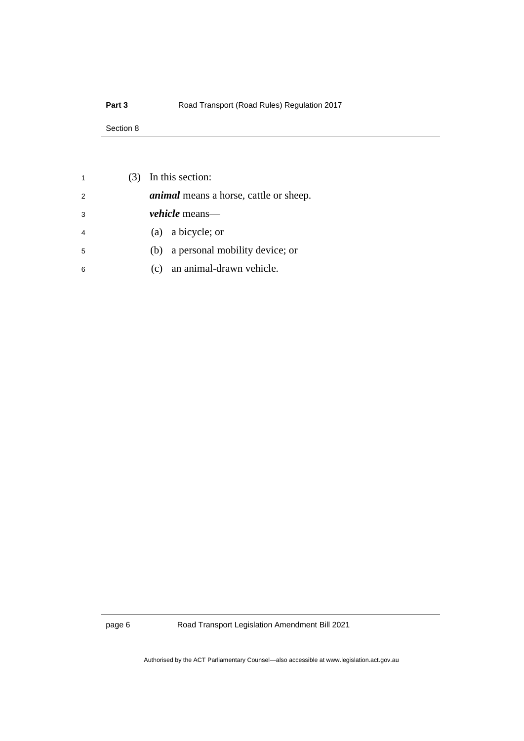(3) In this section:

***animal*** means a horse, cattle or sheep.

***vehicle*** means—

(a) a bicycle; or

(b) a personal mobility device; or

(c) an animal-drawn vehicle.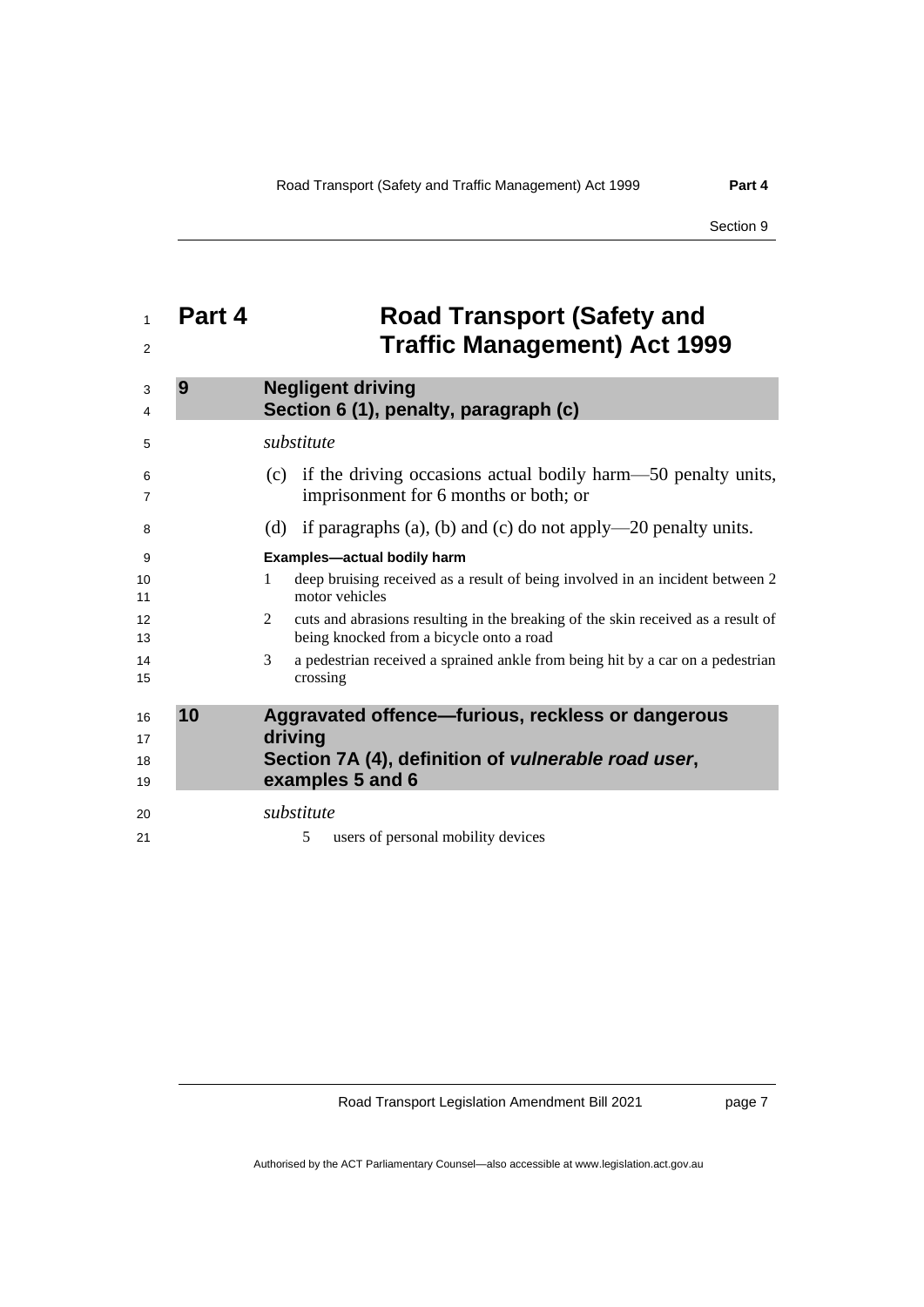# Part 4 Road Transport (Safety and Traffic Management) Act 1999

## 9 Negligent driving
## Section 6 (1), penalty, paragraph (c)

*substitute*

(c) if the driving occasions actual bodily harm—50 penalty units, imprisonment for 6 months or both; or

(d) if paragraphs (a), (b) and (c) do not apply—20 penalty units.

**Examples—actual bodily harm**

1 deep bruising received as a result of being involved in an incident between 2 motor vehicles

2 cuts and abrasions resulting in the breaking of the skin received as a result of being knocked from a bicycle onto a road

3 a pedestrian received a sprained ankle from being hit by a car on a pedestrian crossing

## 10 Aggravated offence—furious, reckless or dangerous driving
## Section 7A (4), definition of ***vulnerable road user***, examples 5 and 6

*substitute*

5 users of personal mobility devices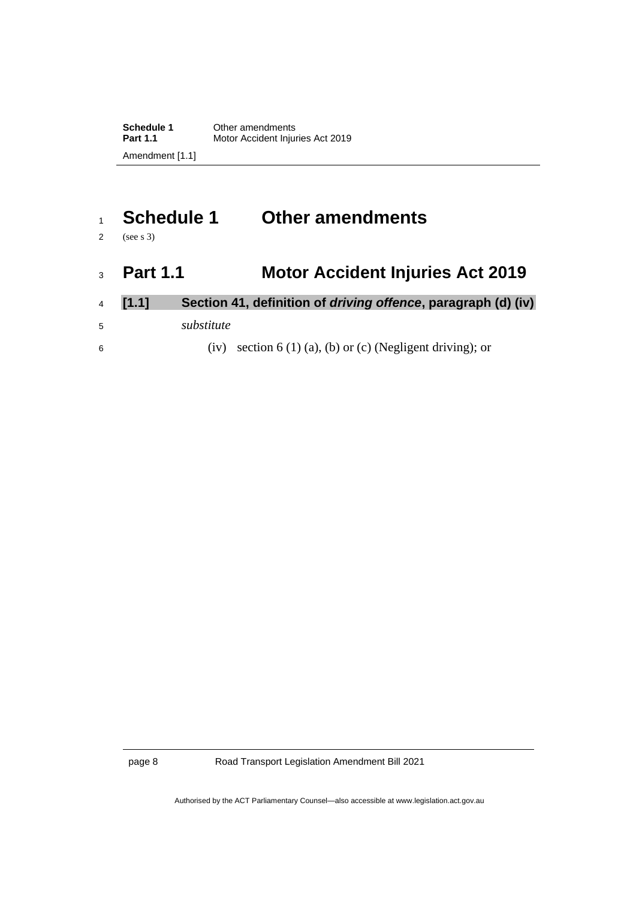# Schedule 1 Other amendments

(see s 3)

## Part 1.1 Motor Accident Injuries Act 2019

### [1.1] Section 41, definition of ***driving offence***, paragraph (d) (iv)

*substitute*

(iv) section 6 (1) (a), (b) or (c) (Negligent driving); or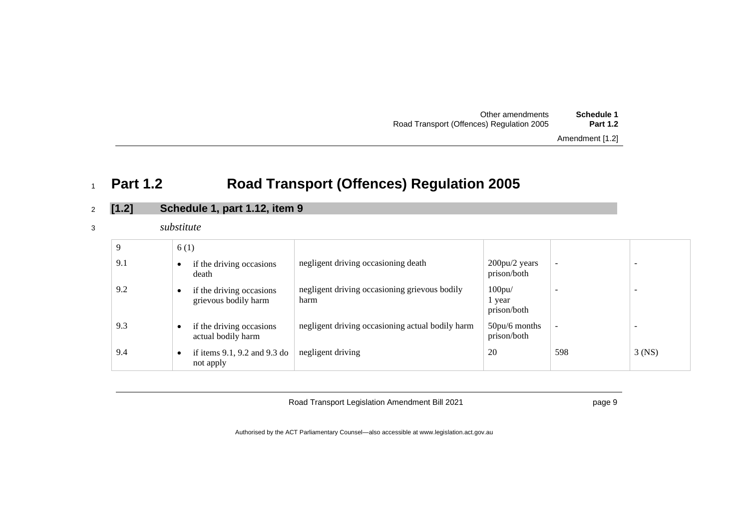# Part 1.2 Road Transport (Offences) Regulation 2005

## [1.2] Schedule 1, part 1.12, item 9

*substitute*

| | | | | | |
|---|---|---|---|---|---|
| 9 | 6 (1) | | | | |
| 9.1 | • if the driving occasions death | negligent driving occasioning death | 200pu/2 years prison/both | - | - |
| 9.2 | • if the driving occasions grievous bodily harm | negligent driving occasioning grievous bodily harm | 100pu/ 1 year prison/both | - | - |
| 9.3 | • if the driving occasions actual bodily harm | negligent driving occasioning actual bodily harm | 50pu/6 months prison/both | - | - |
| 9.4 | • if items 9.1, 9.2 and 9.3 do not apply | negligent driving | 20 | 598 | 3 (NS) |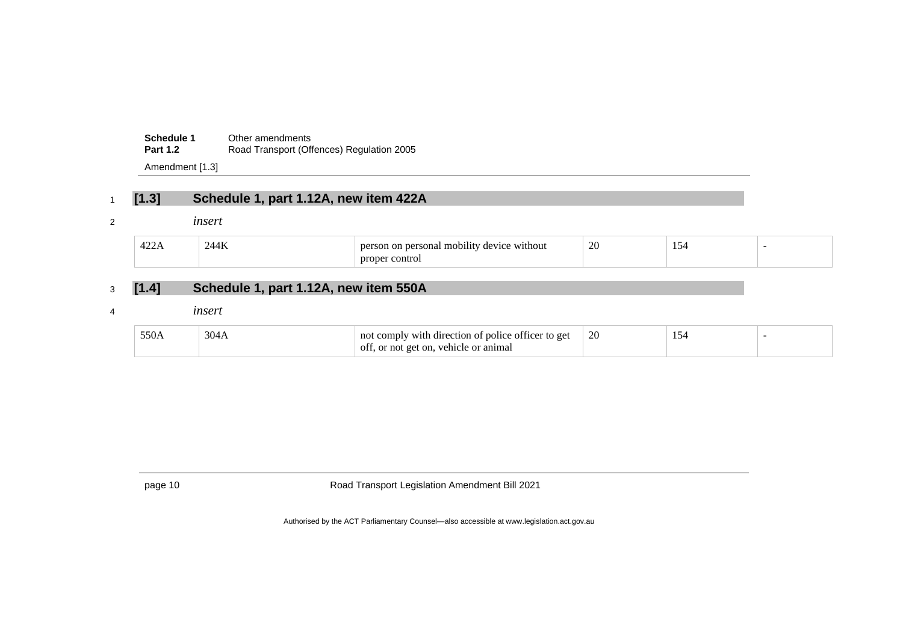### [1.3] Schedule 1, part 1.12A, new item 422A

*insert*

| | | | | | |
|---|---|---|---|---|---|
| 422A | 244K | person on personal mobility device without proper control | 20 | 154 | - |

### [1.4] Schedule 1, part 1.12A, new item 550A

*insert*

| | | | | | |
|---|---|---|---|---|---|
| 550A | 304A | not comply with direction of police officer to get off, or not get on, vehicle or animal | 20 | 154 | - |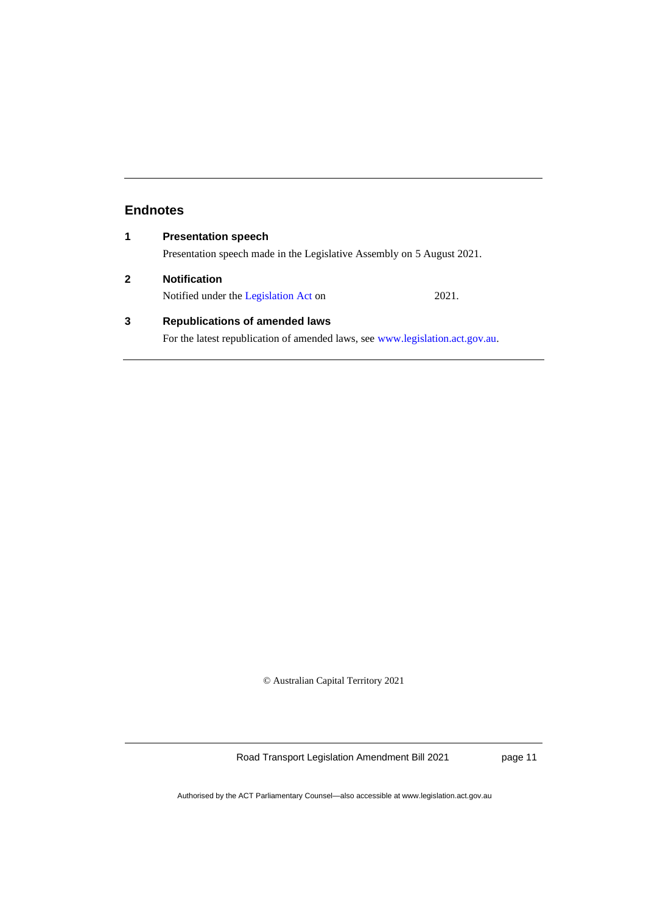## Endnotes

**1 Presentation speech**

Presentation speech made in the Legislative Assembly on 5 August 2021.

**2 Notification**

Notified under the Legislation Act on 2021.

**3 Republications of amended laws**

For the latest republication of amended laws, see www.legislation.act.gov.au.

© Australian Capital Territory 2021